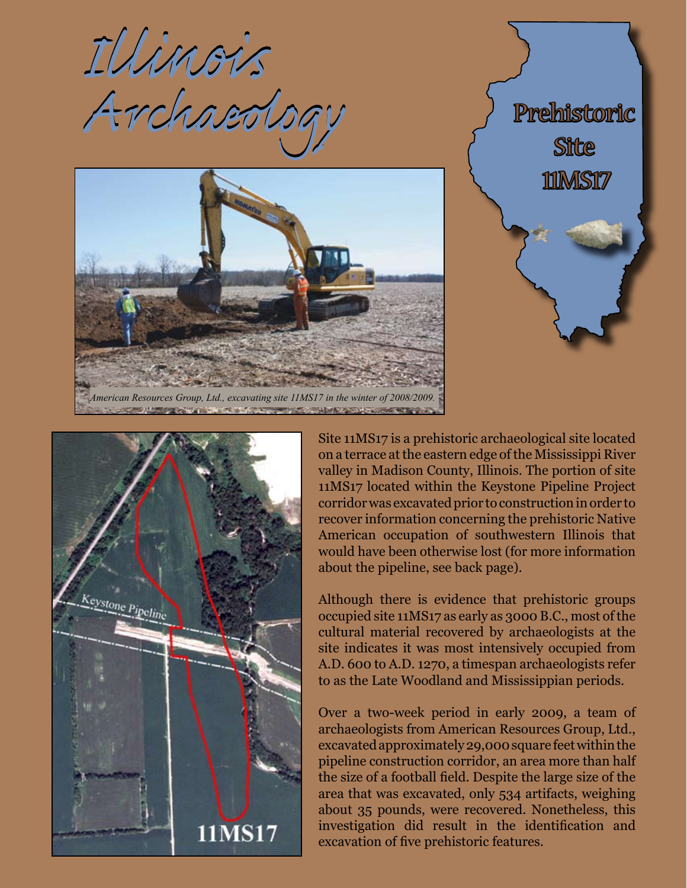# Illinois Archaeology

## Prehistoric Site 11MS17

*American Resources Group, Ltd., excavating site 11MS17 in the winter of 2008/2009.*

Site 11MS17 is a prehistoric archaeological site located on a terrace at the eastern edge of the Mississippi River valley in Madison County, Illinois. The portion of site 11MS17 located within the Keystone Pipeline Project corridor was excavated prior to construction in order to recover information concerning the prehistoric Native American occupation of southwestern Illinois that would have been otherwise lost (for more information about the pipeline, see back page).

Although there is evidence that prehistoric groups occupied site 11MS17 as early as 3000 B.C., most of the cultural material recovered by archaeologists at the site indicates it was most intensively occupied from A.D. 600 to A.D. 1270, a timespan archaeologists refer to as the Late Woodland and Mississippian periods.

Over a two-week period in early 2009, a team of archaeologists from American Resources Group, Ltd., excavated approximately 29,000 square feet within the pipeline construction corridor, an area more than half the size of a football field. Despite the large size of the area that was excavated, only 534 artifacts, weighing about 35 pounds, were recovered. Nonetheless, this investigation did result in the identification and excavation of five prehistoric features.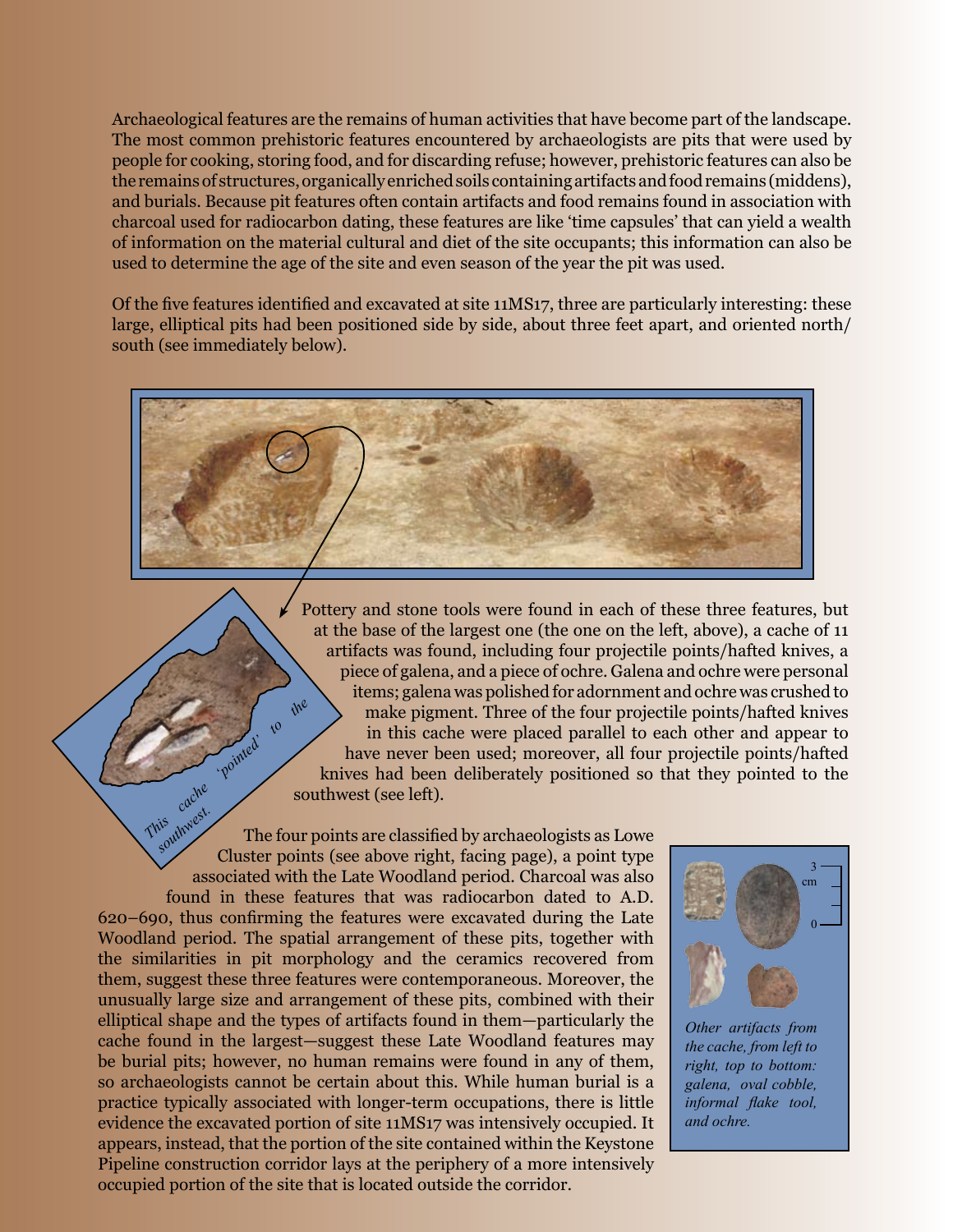Archaeological features are the remains of human activities that have become part of the landscape. The most common prehistoric features encountered by archaeologists are pits that were used by people for cooking, storing food, and for discarding refuse; however, prehistoric features can also be the remains of structures, organically enriched soils containing artifacts and food remains (middens), and burials. Because pit features often contain artifacts and food remains found in association with charcoal used for radiocarbon dating, these features are like 'time capsules' that can yield a wealth of information on the material cultural and diet of the site occupants; this information can also be used to determine the age of the site and even season of the year the pit was used.

Of the five features identified and excavated at site 11MS17, three are particularly interesting: these large, elliptical pits had been positioned side by side, about three feet apart, and oriented north/south (see immediately below).

Pottery and stone tools were found in each of these three features, but at the base of the largest one (the one on the left, above), a cache of 11 artifacts was found, including four projectile points/hafted knives, a piece of galena, and a piece of ochre. Galena and ochre were personal items; galena was polished for adornment and ochre was crushed to make pigment. Three of the four projectile points/hafted knives in this cache were placed parallel to each other and appear to have never been used; moreover, all four projectile points/hafted knives had been deliberately positioned so that they pointed to the southwest (see left).

*This cache 'pointed' to the southwest.*

The four points are classified by archaeologists as Lowe Cluster points (see above right, facing page), a point type associated with the Late Woodland period. Charcoal was also found in these features that was radiocarbon dated to A.D. 620–690, thus confirming the features were excavated during the Late Woodland period. The spatial arrangement of these pits, together with the similarities in pit morphology and the ceramics recovered from them, suggest these three features were contemporaneous. Moreover, the unusually large size and arrangement of these pits, combined with their elliptical shape and the types of artifacts found in them—particularly the cache found in the largest—suggest these Late Woodland features may be burial pits; however, no human remains were found in any of them, so archaeologists cannot be certain about this. While human burial is a practice typically associated with longer-term occupations, there is little evidence the excavated portion of site 11MS17 was intensively occupied. It appears, instead, that the portion of the site contained within the Keystone Pipeline construction corridor lays at the periphery of a more intensively occupied portion of the site that is located outside the corridor.

*Other artifacts from the cache, from left to right, top to bottom: galena, oval cobble, informal flake tool, and ochre.*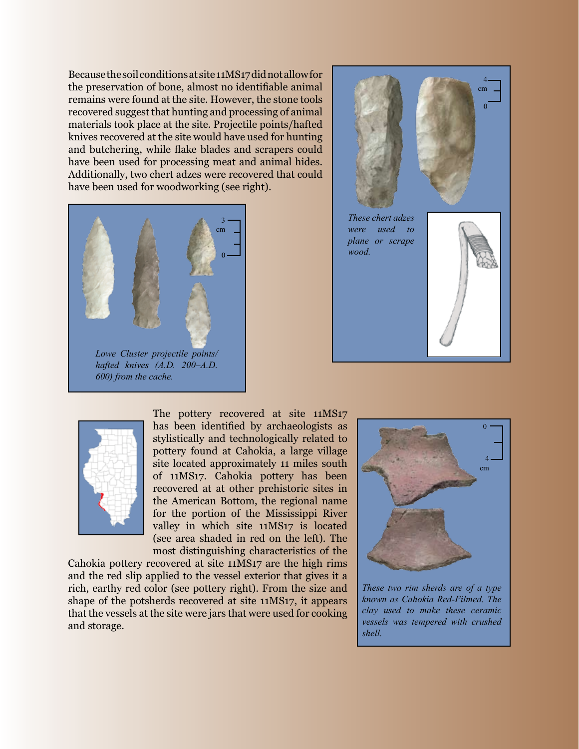Because the soil conditions at site 11MS17 did not allow for the preservation of bone, almost no identifiable animal remains were found at the site. However, the stone tools recovered suggest that hunting and processing of animal materials took place at the site. Projectile points/hafted knives recovered at the site would have used for hunting and butchering, while flake blades and scrapers could have been used for processing meat and animal hides. Additionally, two chert adzes were recovered that could have been used for woodworking (see right).

*Lowe Cluster projectile points/ hafted knives (A.D. 200–A.D. 600) from the cache.*

*These chert adzes were used to plane or scrape wood.*

The pottery recovered at site 11MS17 has been identified by archaeologists as stylistically and technologically related to pottery found at Cahokia, a large village site located approximately 11 miles south of 11MS17. Cahokia pottery has been recovered at at other prehistoric sites in the American Bottom, the regional name for the portion of the Mississippi River valley in which site 11MS17 is located (see area shaded in red on the left). The most distinguishing characteristics of the Cahokia pottery recovered at site 11MS17 are the high rims and the red slip applied to the vessel exterior that gives it a rich, earthy red color (see pottery right). From the size and shape of the potsherds recovered at site 11MS17, it appears that the vessels at the site were jars that were used for cooking and storage.

*These two rim sherds are of a type known as Cahokia Red-Filmed. The clay used to make these ceramic vessels was tempered with crushed shell.*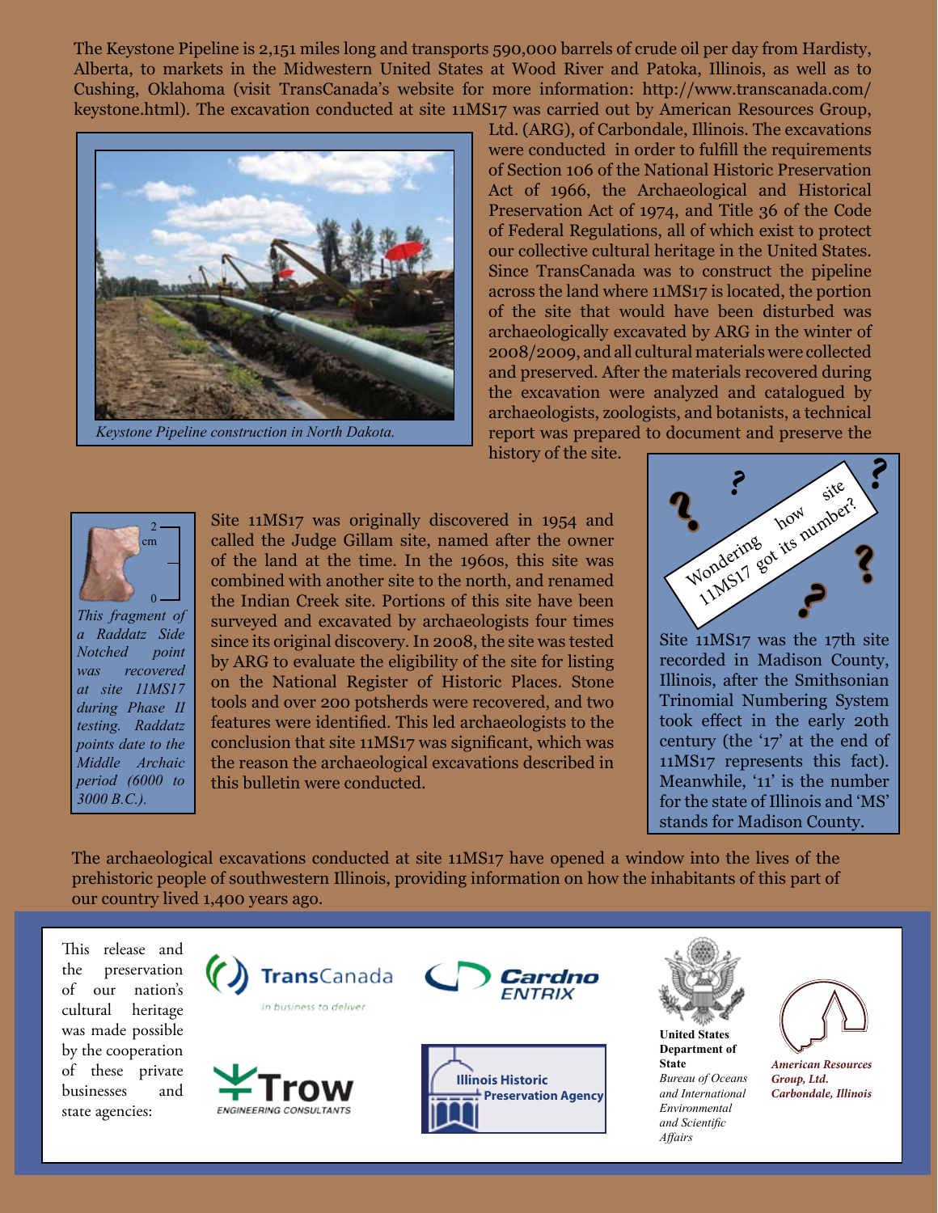The Keystone Pipeline is 2,151 miles long and transports 590,000 barrels of crude oil per day from Hardisty, Alberta, to markets in the Midwestern United States at Wood River and Patoka, Illinois, as well as to Cushing, Oklahoma (visit TransCanada's website for more information: http://www.transcanada.com/keystone.html). The excavation conducted at site 11MS17 was carried out by American Resources Group, Ltd. (ARG), of Carbondale, Illinois. The excavations were conducted in order to fulfill the requirements of Section 106 of the National Historic Preservation Act of 1966, the Archaeological and Historical Preservation Act of 1974, and Title 36 of the Code of Federal Regulations, all of which exist to protect our collective cultural heritage in the United States. Since TransCanada was to construct the pipeline across the land where 11MS17 is located, the portion of the site that would have been disturbed was archaeologically excavated by ARG in the winter of 2008/2009, and all cultural materials were collected and preserved. After the materials recovered during the excavation were analyzed and catalogued by archaeologists, zoologists, and botanists, a technical report was prepared to document and preserve the history of the site.

*Keystone Pipeline construction in North Dakota.*

Site 11MS17 was originally discovered in 1954 and called the Judge Gillam site, named after the owner of the land at the time. In the 1960s, this site was combined with another site to the north, and renamed the Indian Creek site. Portions of this site have been surveyed and excavated by archaeologists four times since its original discovery. In 2008, the site was tested by ARG to evaluate the eligibility of the site for listing on the National Register of Historic Places. Stone tools and over 200 potsherds were recovered, and two features were identified. This led archaeologists to the conclusion that site 11MS17 was significant, which was the reason the archaeological excavations described in this bulletin were conducted.

2 cm

0

*This fragment of a Raddatz Side Notched point was recovered at site 11MS17 during Phase II testing. Raddatz points date to the Middle Archaic period (6000 to 3000 B.C.).*

Wondering how site 11MS17 got its number?

Site 11MS17 was the 17th site recorded in Madison County, Illinois, after the Smithsonian Trinomial Numbering System took effect in the early 20th century (the '17' at the end of 11MS17 represents this fact). Meanwhile, '11' is the number for the state of Illinois and 'MS' stands for Madison County.

The archaeological excavations conducted at site 11MS17 have opened a window into the lives of the prehistoric people of southwestern Illinois, providing information on how the inhabitants of this part of our country lived 1,400 years ago.

This release and the preservation of our nation's cultural heritage was made possible by the cooperation of these private businesses and state agencies:

TransCanada — *In business to deliver*

Cardno ENTRIX

Trow — ENGINEERING CONSULTANTS

Illinois Historic Preservation Agency

**United States Department of State**
*Bureau of Oceans and International Environmental and Scientific Affairs*

***American Resources Group, Ltd. Carbondale, Illinois***